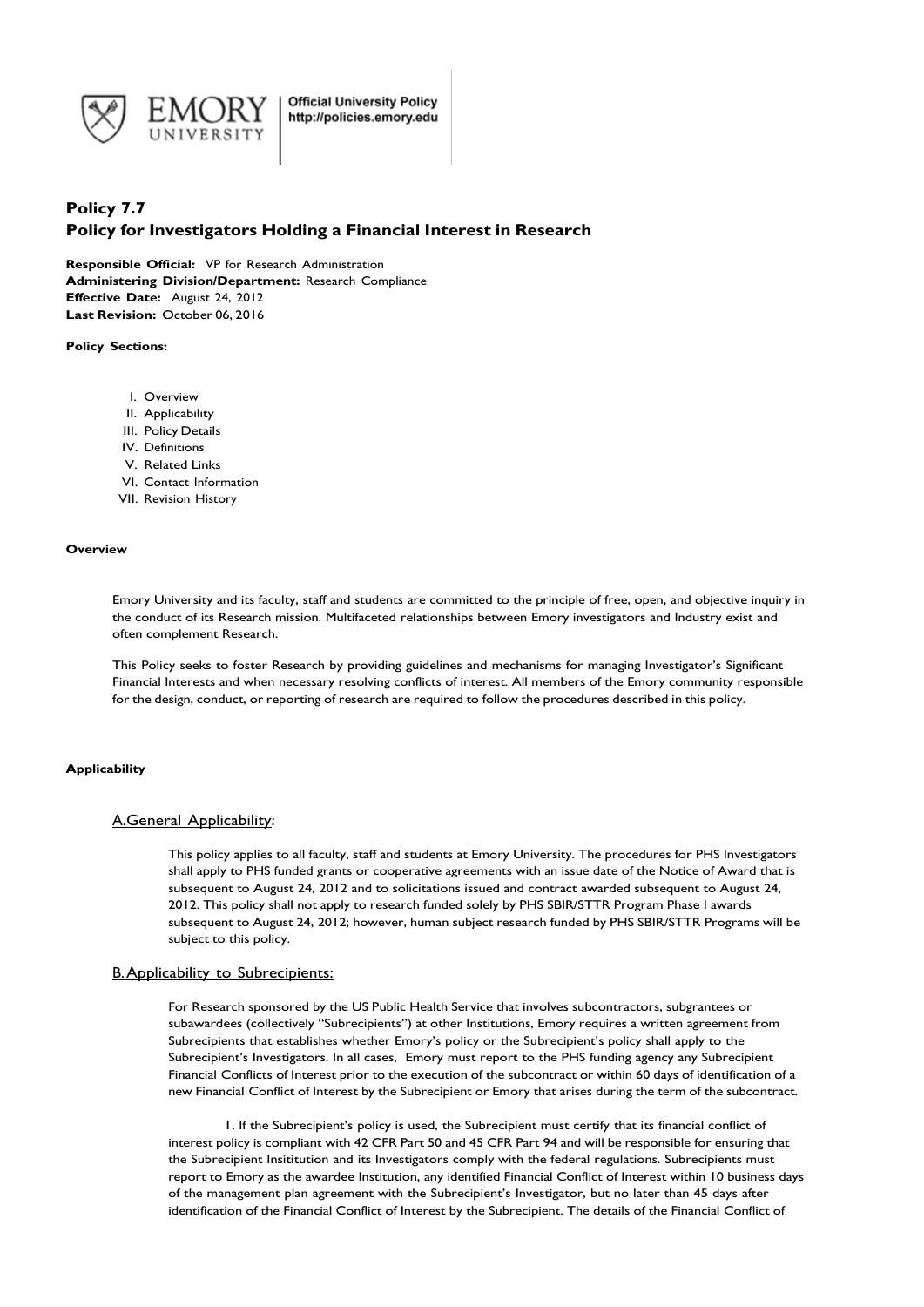Official University Policy
http://policies.emory.edu

# Policy 7.7
# Policy for Investigators Holding a Financial Interest in Research

**Responsible Official:** VP for Research Administration
**Administering Division/Department:** Research Compliance
**Effective Date:** August 24, 2012
**Last Revision:** October 06, 2016

**Policy Sections:**

I. Overview
II. Applicability
III. Policy Details
IV. Definitions
V. Related Links
VI. Contact Information
VII. Revision History

## Overview

Emory University and its faculty, staff and students are committed to the principle of free, open, and objective inquiry in the conduct of its Research mission. Multifaceted relationships between Emory investigators and Industry exist and often complement Research.

This Policy seeks to foster Research by providing guidelines and mechanisms for managing Investigator's Significant Financial Interests and when necessary resolving conflicts of interest. All members of the Emory community responsible for the design, conduct, or reporting of research are required to follow the procedures described in this policy.

## Applicability

### A. General Applicability:

This policy applies to all faculty, staff and students at Emory University. The procedures for PHS Investigators shall apply to PHS funded grants or cooperative agreements with an issue date of the Notice of Award that is subsequent to August 24, 2012 and to solicitations issued and contract awarded subsequent to August 24, 2012. This policy shall not apply to research funded solely by PHS SBIR/STTR Program Phase I awards subsequent to August 24, 2012; however, human subject research funded by PHS SBIR/STTR Programs will be subject to this policy.

### B. Applicability to Subrecipients:

For Research sponsored by the US Public Health Service that involves subcontractors, subgrantees or subawardees (collectively "Subrecipients") at other Institutions, Emory requires a written agreement from Subrecipients that establishes whether Emory's policy or the Subrecipient's policy shall apply to the Subrecipient's Investigators. In all cases, Emory must report to the PHS funding agency any Subrecipient Financial Conflicts of Interest prior to the execution of the subcontract or within 60 days of identification of a new Financial Conflict of Interest by the Subrecipient or Emory that arises during the term of the subcontract.

1. If the Subrecipient's policy is used, the Subrecipient must certify that its financial conflict of interest policy is compliant with 42 CFR Part 50 and 45 CFR Part 94 and will be responsible for ensuring that the Subrecipient Insititution and its Investigators comply with the federal regulations. Subrecipients must report to Emory as the awardee Institution, any identified Financial Conflict of Interest within 10 business days of the management plan agreement with the Subrecipient's Investigator, but no later than 45 days after identification of the Financial Conflict of Interest by the Subrecipient. The details of the Financial Conflict of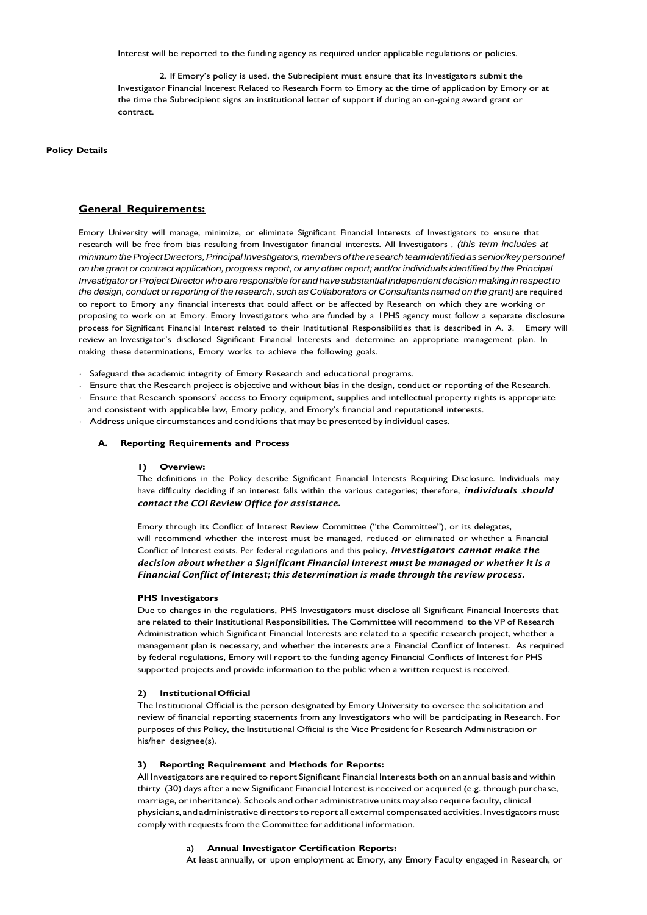Interest will be reported to the funding agency as required under applicable regulations or policies.

2. If Emory's policy is used, the Subrecipient must ensure that its Investigators submit the Investigator Financial Interest Related to Research Form to Emory at the time of application by Emory or at the time the Subrecipient signs an institutional letter of support if during an on-going award grant or contract.

**Policy Details**

## General Requirements:

Emory University will manage, minimize, or eliminate Significant Financial Interests of Investigators to ensure that research will be free from bias resulting from Investigator financial interests. All Investigators , *(this term includes at minimum the Project Directors, Principal Investigators, members of the research team identified as senior/key personnel on the grant or contract application, progress report, or any other report; and/or individuals identified by the Principal Investigator or Project Director who are responsible for and have substantial independent decision making in respect to the design, conduct or reporting of the research, such as Collaborators or Consultants named on the grant)* are required to report to Emory any financial interests that could affect or be affected by Research on which they are working or proposing to work on at Emory. Emory Investigators who are funded by a I PHS agency must follow a separate disclosure process for Significant Financial Interest related to their Institutional Responsibilities that is described in A. 3. Emory will review an Investigator's disclosed Significant Financial Interests and determine an appropriate management plan. In making these determinations, Emory works to achieve the following goals.

- Safeguard the academic integrity of Emory Research and educational programs.
- Ensure that the Research project is objective and without bias in the design, conduct or reporting of the Research.
- Ensure that Research sponsors' access to Emory equipment, supplies and intellectual property rights is appropriate and consistent with applicable law, Emory policy, and Emory's financial and reputational interests.
- Address unique circumstances and conditions that may be presented by individual cases.

### A. Reporting Requirements and Process

#### 1) Overview:

The definitions in the Policy describe Significant Financial Interests Requiring Disclosure. Individuals may have difficulty deciding if an interest falls within the various categories; therefore, ***individuals should contact the COI Review Office for assistance.***

Emory through its Conflict of Interest Review Committee ("the Committee"), or its delegates, will recommend whether the interest must be managed, reduced or eliminated or whether a Financial Conflict of Interest exists. Per federal regulations and this policy, ***Investigators cannot make the decision about whether a Significant Financial Interest must be managed or whether it is a Financial Conflict of Interest; this determination is made through the review process.***

**PHS Investigators**

Due to changes in the regulations, PHS Investigators must disclose all Significant Financial Interests that are related to their Institutional Responsibilities. The Committee will recommend to the VP of Research Administration which Significant Financial Interests are related to a specific research project, whether a management plan is necessary, and whether the interests are a Financial Conflict of Interest. As required by federal regulations, Emory will report to the funding agency Financial Conflicts of Interest for PHS supported projects and provide information to the public when a written request is received.

#### 2) Institutional Official

The Institutional Official is the person designated by Emory University to oversee the solicitation and review of financial reporting statements from any Investigators who will be participating in Research. For purposes of this Policy, the Institutional Official is the Vice President for Research Administration or his/her designee(s).

#### 3) Reporting Requirement and Methods for Reports:

All Investigators are required to report Significant Financial Interests both on an annual basis and within thirty (30) days after a new Significant Financial Interest is received or acquired (e.g. through purchase, marriage, or inheritance). Schools and other administrative units may also require faculty, clinical physicians, and administrative directors to report all external compensated activities. Investigators must comply with requests from the Committee for additional information.

a) **Annual Investigator Certification Reports:**

At least annually, or upon employment at Emory, any Emory Faculty engaged in Research, or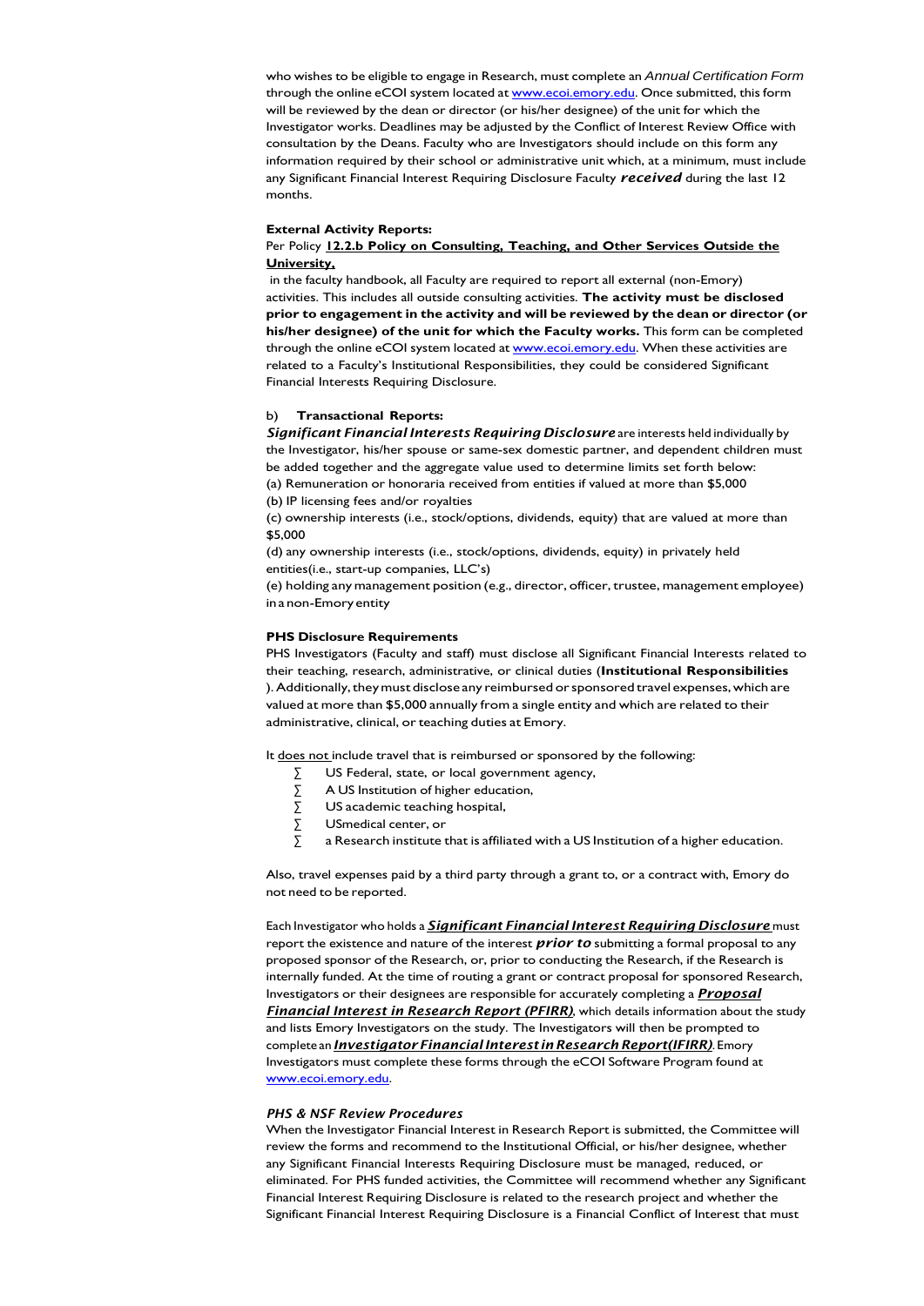who wishes to be eligible to engage in Research, must complete an *Annual Certification Form* through the online eCOI system located at [www.ecoi.emory.edu](www.ecoi.emory.edu). Once submitted, this form will be reviewed by the dean or director (or his/her designee) of the unit for which the Investigator works. Deadlines may be adjusted by the Conflict of Interest Review Office with consultation by the Deans. Faculty who are Investigators should include on this form any information required by their school or administrative unit which, at a minimum, must include any Significant Financial Interest Requiring Disclosure Faculty ***received*** during the last 12 months.

**External Activity Reports:**

Per Policy **12.2.b Policy on Consulting, Teaching, and Other Services Outside the University,**

in the faculty handbook, all Faculty are required to report all external (non-Emory) activities. This includes all outside consulting activities. **The activity must be disclosed prior to engagement in the activity and will be reviewed by the dean or director (or his/her designee) of the unit for which the Faculty works.** This form can be completed through the online eCOI system located at [www.ecoi.emory.edu](www.ecoi.emory.edu). When these activities are related to a Faculty's Institutional Responsibilities, they could be considered Significant Financial Interests Requiring Disclosure.

b) **Transactional Reports:**

***Significant Financial Interests Requiring Disclosure*** are interests held individually by the Investigator, his/her spouse or same-sex domestic partner, and dependent children must be added together and the aggregate value used to determine limits set forth below:

(a) Remuneration or honoraria received from entities if valued at more than $5,000

(b) IP licensing fees and/or royalties

(c) ownership interests (i.e., stock/options, dividends, equity) that are valued at more than $5,000

(d) any ownership interests (i.e., stock/options, dividends, equity) in privately held entities(i.e., start-up companies, LLC's)

(e) holding any management position (e.g., director, officer, trustee, management employee) in a non-Emory entity

**PHS Disclosure Requirements**

PHS Investigators (Faculty and staff) must disclose all Significant Financial Interests related to their teaching, research, administrative, or clinical duties (**Institutional Responsibilities**). Additionally, they must disclose any reimbursed or sponsored travel expenses, which are valued at more than $5,000 annually from a single entity and which are related to their administrative, clinical, or teaching duties at Emory.

It does not include travel that is reimbursed or sponsored by the following:

- US Federal, state, or local government agency,
- A US Institution of higher education,
- US academic teaching hospital,
- USmedical center, or
- a Research institute that is affiliated with a US Institution of a higher education.

Also, travel expenses paid by a third party through a grant to, or a contract with, Emory do not need to be reported.

Each Investigator who holds a ***Significant Financial Interest Requiring Disclosure*** must report the existence and nature of the interest ***prior to*** submitting a formal proposal to any proposed sponsor of the Research, or, prior to conducting the Research, if the Research is internally funded. At the time of routing a grant or contract proposal for sponsored Research, Investigators or their designees are responsible for accurately completing a ***Proposal Financial Interest in Research Report (PFIRR)***, which details information about the study and lists Emory Investigators on the study. The Investigators will then be prompted to complete an ***Investigator Financial Interest in Research Report(IFIRR)***. Emory Investigators must complete these forms through the eCOI Software Program found at [www.ecoi.emory.edu](www.ecoi.emory.edu).

***PHS & NSF Review Procedures***

When the Investigator Financial Interest in Research Report is submitted, the Committee will review the forms and recommend to the Institutional Official, or his/her designee, whether any Significant Financial Interests Requiring Disclosure must be managed, reduced, or eliminated. For PHS funded activities, the Committee will recommend whether any Significant Financial Interest Requiring Disclosure is related to the research project and whether the Significant Financial Interest Requiring Disclosure is a Financial Conflict of Interest that must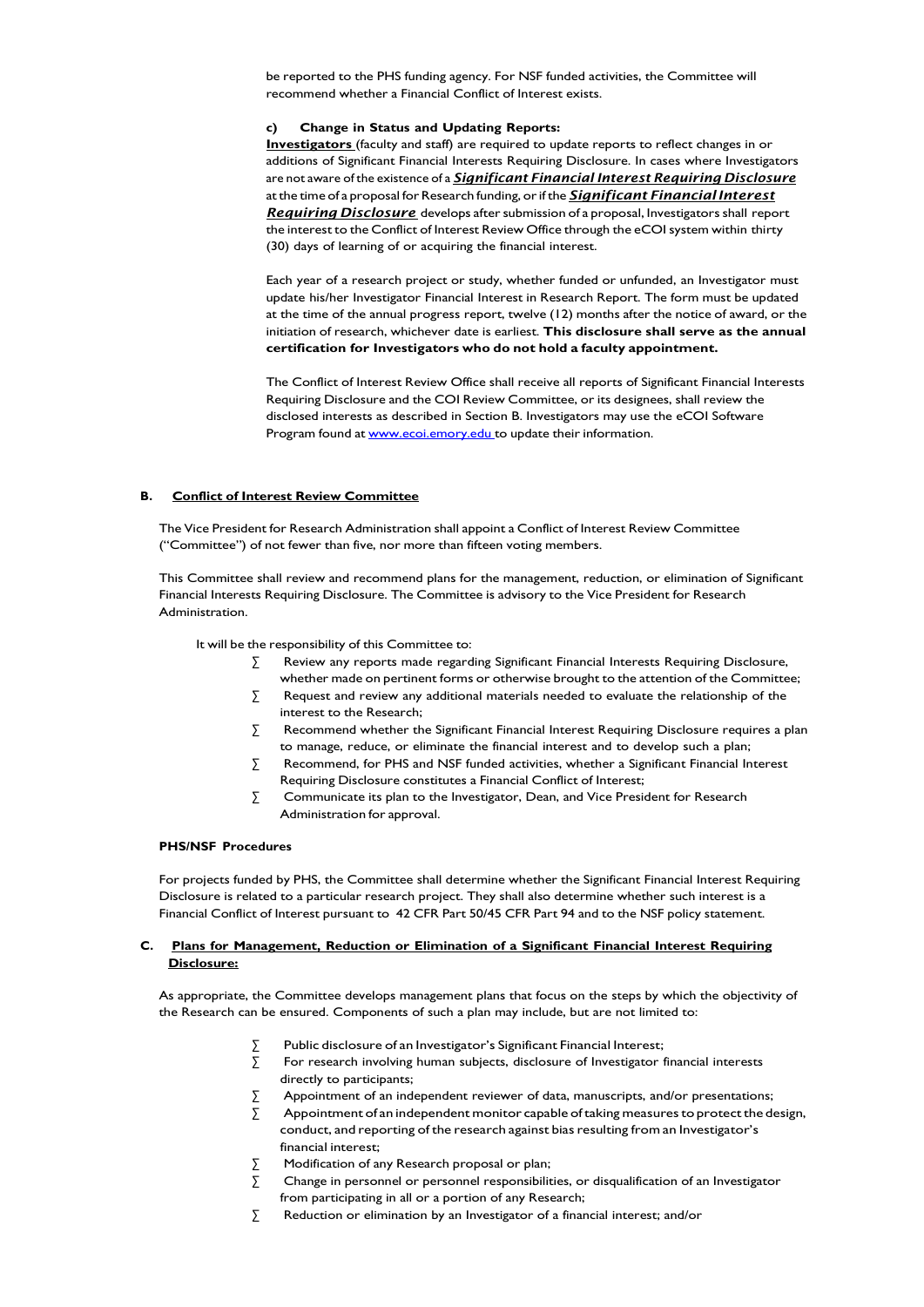be reported to the PHS funding agency. For NSF funded activities, the Committee will recommend whether a Financial Conflict of Interest exists.

**c) Change in Status and Updating Reports:**

**Investigators** (faculty and staff) are required to update reports to reflect changes in or additions of Significant Financial Interests Requiring Disclosure. In cases where Investigators are not aware of the existence of a ***Significant Financial Interest Requiring Disclosure*** at the time of a proposal for Research funding, or if the ***Significant Financial Interest Requiring Disclosure*** develops after submission of a proposal, Investigators shall report the interest to the Conflict of Interest Review Office through the eCOI system within thirty (30) days of learning of or acquiring the financial interest.

Each year of a research project or study, whether funded or unfunded, an Investigator must update his/her Investigator Financial Interest in Research Report. The form must be updated at the time of the annual progress report, twelve (12) months after the notice of award, or the initiation of research, whichever date is earliest. **This disclosure shall serve as the annual certification for Investigators who do not hold a faculty appointment.**

The Conflict of Interest Review Office shall receive all reports of Significant Financial Interests Requiring Disclosure and the COI Review Committee, or its designees, shall review the disclosed interests as described in Section B. Investigators may use the eCOI Software Program found at [www.ecoi.emory.edu](www.ecoi.emory.edu) to update their information.

## B. Conflict of Interest Review Committee

The Vice President for Research Administration shall appoint a Conflict of Interest Review Committee ("Committee") of not fewer than five, nor more than fifteen voting members.

This Committee shall review and recommend plans for the management, reduction, or elimination of Significant Financial Interests Requiring Disclosure. The Committee is advisory to the Vice President for Research Administration.

It will be the responsibility of this Committee to:

- Review any reports made regarding Significant Financial Interests Requiring Disclosure, whether made on pertinent forms or otherwise brought to the attention of the Committee;
- Request and review any additional materials needed to evaluate the relationship of the interest to the Research;
- Recommend whether the Significant Financial Interest Requiring Disclosure requires a plan to manage, reduce, or eliminate the financial interest and to develop such a plan;
- Recommend, for PHS and NSF funded activities, whether a Significant Financial Interest Requiring Disclosure constitutes a Financial Conflict of Interest;
- Communicate its plan to the Investigator, Dean, and Vice President for Research Administration for approval.

**PHS/NSF Procedures**

For projects funded by PHS, the Committee shall determine whether the Significant Financial Interest Requiring Disclosure is related to a particular research project. They shall also determine whether such interest is a Financial Conflict of Interest pursuant to 42 CFR Part 50/45 CFR Part 94 and to the NSF policy statement.

## C. Plans for Management, Reduction or Elimination of a Significant Financial Interest Requiring Disclosure:

As appropriate, the Committee develops management plans that focus on the steps by which the objectivity of the Research can be ensured. Components of such a plan may include, but are not limited to:

- Public disclosure of an Investigator's Significant Financial Interest;
- For research involving human subjects, disclosure of Investigator financial interests directly to participants;
- Appointment of an independent reviewer of data, manuscripts, and/or presentations;
- Appointment of an independent monitor capable of taking measures to protect the design, conduct, and reporting of the research against bias resulting from an Investigator's financial interest;
- Modification of any Research proposal or plan;
- Change in personnel or personnel responsibilities, or disqualification of an Investigator from participating in all or a portion of any Research;
- Reduction or elimination by an Investigator of a financial interest; and/or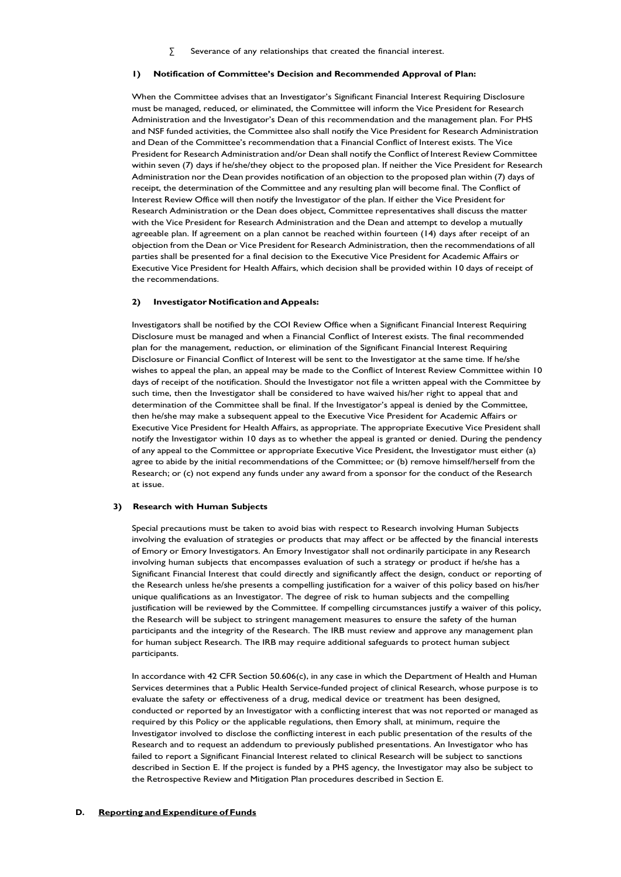- Severance of any relationships that created the financial interest.

#### 1) Notification of Committee's Decision and Recommended Approval of Plan:

When the Committee advises that an Investigator's Significant Financial Interest Requiring Disclosure must be managed, reduced, or eliminated, the Committee will inform the Vice President for Research Administration and the Investigator's Dean of this recommendation and the management plan. For PHS and NSF funded activities, the Committee also shall notify the Vice President for Research Administration and Dean of the Committee's recommendation that a Financial Conflict of Interest exists. The Vice President for Research Administration and/or Dean shall notify the Conflict of Interest Review Committee within seven (7) days if he/she/they object to the proposed plan. If neither the Vice President for Research Administration nor the Dean provides notification of an objection to the proposed plan within (7) days of receipt, the determination of the Committee and any resulting plan will become final. The Conflict of Interest Review Office will then notify the Investigator of the plan. If either the Vice President for Research Administration or the Dean does object, Committee representatives shall discuss the matter with the Vice President for Research Administration and the Dean and attempt to develop a mutually agreeable plan. If agreement on a plan cannot be reached within fourteen (14) days after receipt of an objection from the Dean or Vice President for Research Administration, then the recommendations of all parties shall be presented for a final decision to the Executive Vice President for Academic Affairs or Executive Vice President for Health Affairs, which decision shall be provided within 10 days of receipt of the recommendations.

#### 2) Investigator Notification and Appeals:

Investigators shall be notified by the COI Review Office when a Significant Financial Interest Requiring Disclosure must be managed and when a Financial Conflict of Interest exists. The final recommended plan for the management, reduction, or elimination of the Significant Financial Interest Requiring Disclosure or Financial Conflict of Interest will be sent to the Investigator at the same time. If he/she wishes to appeal the plan, an appeal may be made to the Conflict of Interest Review Committee within 10 days of receipt of the notification. Should the Investigator not file a written appeal with the Committee by such time, then the Investigator shall be considered to have waived his/her right to appeal that and determination of the Committee shall be final. If the Investigator's appeal is denied by the Committee, then he/she may make a subsequent appeal to the Executive Vice President for Academic Affairs or Executive Vice President for Health Affairs, as appropriate. The appropriate Executive Vice President shall notify the Investigator within 10 days as to whether the appeal is granted or denied. During the pendency of any appeal to the Committee or appropriate Executive Vice President, the Investigator must either (a) agree to abide by the initial recommendations of the Committee; or (b) remove himself/herself from the Research; or (c) not expend any funds under any award from a sponsor for the conduct of the Research at issue.

#### 3) Research with Human Subjects

Special precautions must be taken to avoid bias with respect to Research involving Human Subjects involving the evaluation of strategies or products that may affect or be affected by the financial interests of Emory or Emory Investigators. An Emory Investigator shall not ordinarily participate in any Research involving human subjects that encompasses evaluation of such a strategy or product if he/she has a Significant Financial Interest that could directly and significantly affect the design, conduct or reporting of the Research unless he/she presents a compelling justification for a waiver of this policy based on his/her unique qualifications as an Investigator. The degree of risk to human subjects and the compelling justification will be reviewed by the Committee. If compelling circumstances justify a waiver of this policy, the Research will be subject to stringent management measures to ensure the safety of the human participants and the integrity of the Research. The IRB must review and approve any management plan for human subject Research. The IRB may require additional safeguards to protect human subject participants.

In accordance with 42 CFR Section 50.606(c), in any case in which the Department of Health and Human Services determines that a Public Health Service-funded project of clinical Research, whose purpose is to evaluate the safety or effectiveness of a drug, medical device or treatment has been designed, conducted or reported by an Investigator with a conflicting interest that was not reported or managed as required by this Policy or the applicable regulations, then Emory shall, at minimum, require the Investigator involved to disclose the conflicting interest in each public presentation of the results of the Research and to request an addendum to previously published presentations. An Investigator who has failed to report a Significant Financial Interest related to clinical Research will be subject to sanctions described in Section E. If the project is funded by a PHS agency, the Investigator may also be subject to the Retrospective Review and Mitigation Plan procedures described in Section E.

### D. Reporting and Expenditure of Funds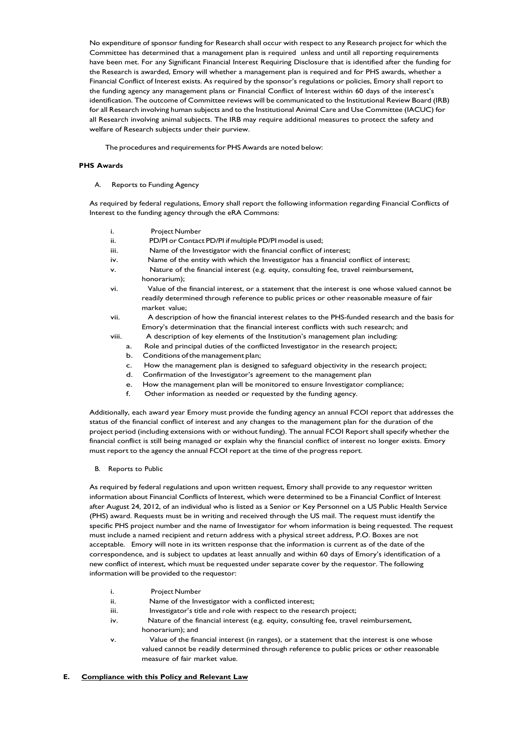No expenditure of sponsor funding for Research shall occur with respect to any Research project for which the Committee has determined that a management plan is required unless and until all reporting requirements have been met. For any Significant Financial Interest Requiring Disclosure that is identified after the funding for the Research is awarded, Emory will whether a management plan is required and for PHS awards, whether a Financial Conflict of Interest exists. As required by the sponsor's regulations or policies, Emory shall report to the funding agency any management plans or Financial Conflict of Interest within 60 days of the interest's identification. The outcome of Committee reviews will be communicated to the Institutional Review Board (IRB) for all Research involving human subjects and to the Institutional Animal Care and Use Committee (IACUC) for all Research involving animal subjects. The IRB may require additional measures to protect the safety and welfare of Research subjects under their purview.

The procedures and requirements for PHS Awards are noted below:

**PHS Awards**

A. Reports to Funding Agency

As required by federal regulations, Emory shall report the following information regarding Financial Conflicts of Interest to the funding agency through the eRA Commons:

i. Project Number
ii. PD/PI or Contact PD/PI if multiple PD/PI model is used;
iii. Name of the Investigator with the financial conflict of interest;
iv. Name of the entity with which the Investigator has a financial conflict of interest;
v. Nature of the financial interest (e.g. equity, consulting fee, travel reimbursement, honorarium);
vi. Value of the financial interest, or a statement that the interest is one whose valued cannot be readily determined through reference to public prices or other reasonable measure of fair market value;
vii. A description of how the financial interest relates to the PHS-funded research and the basis for Emory's determination that the financial interest conflicts with such research; and
viii. A description of key elements of the Institution's management plan including:
   a. Role and principal duties of the conflicted Investigator in the research project;
   b. Conditions of the management plan;
   c. How the management plan is designed to safeguard objectivity in the research project;
   d. Confirmation of the Investigator's agreement to the management plan
   e. How the management plan will be monitored to ensure Investigator compliance;
   f. Other information as needed or requested by the funding agency.

Additionally, each award year Emory must provide the funding agency an annual FCOI report that addresses the status of the financial conflict of interest and any changes to the management plan for the duration of the project period (including extensions with or without funding). The annual FCOI Report shall specify whether the financial conflict is still being managed or explain why the financial conflict of interest no longer exists. Emory must report to the agency the annual FCOI report at the time of the progress report.

B. Reports to Public

As required by federal regulations and upon written request, Emory shall provide to any requestor written information about Financial Conflicts of Interest, which were determined to be a Financial Conflict of Interest after August 24, 2012, of an individual who is listed as a Senior or Key Personnel on a US Public Health Service (PHS) award. Requests must be in writing and received through the US mail. The request must identify the specific PHS project number and the name of Investigator for whom information is being requested. The request must include a named recipient and return address with a physical street address, P.O. Boxes are not acceptable. Emory will note in its written response that the information is current as of the date of the correspondence, and is subject to updates at least annually and within 60 days of Emory's identification of a new conflict of interest, which must be requested under separate cover by the requestor. The following information will be provided to the requestor:

i. Project Number
ii. Name of the Investigator with a conflicted interest;
iii. Investigator's title and role with respect to the research project;
iv. Nature of the financial interest (e.g. equity, consulting fee, travel reimbursement, honorarium); and
v. Value of the financial interest (in ranges), or a statement that the interest is one whose valued cannot be readily determined through reference to public prices or other reasonable measure of fair market value.

**E. <u>Compliance with this Policy and Relevant Law</u>**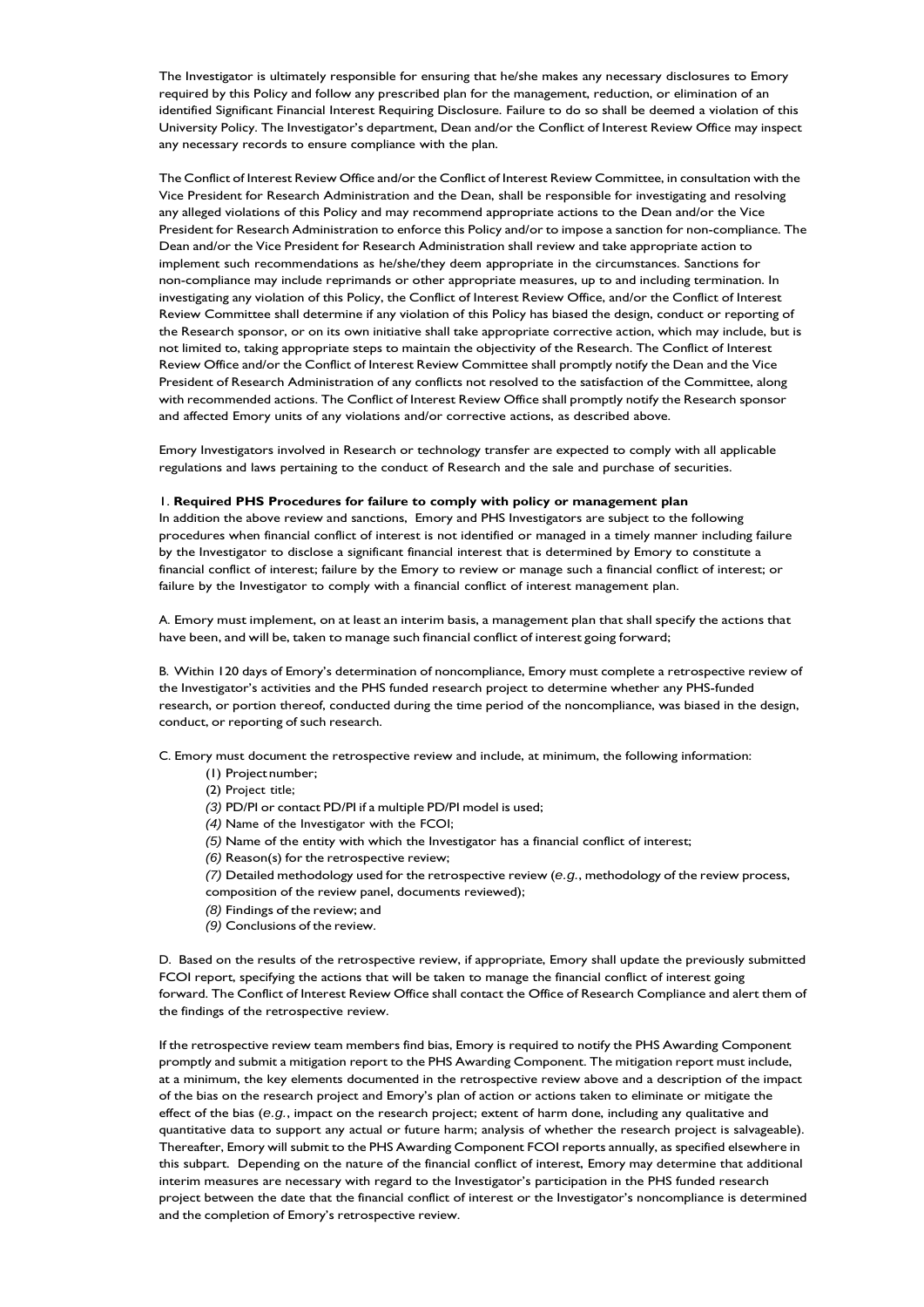The Investigator is ultimately responsible for ensuring that he/she makes any necessary disclosures to Emory required by this Policy and follow any prescribed plan for the management, reduction, or elimination of an identified Significant Financial Interest Requiring Disclosure. Failure to do so shall be deemed a violation of this University Policy. The Investigator's department, Dean and/or the Conflict of Interest Review Office may inspect any necessary records to ensure compliance with the plan.

The Conflict of Interest Review Office and/or the Conflict of Interest Review Committee, in consultation with the Vice President for Research Administration and the Dean, shall be responsible for investigating and resolving any alleged violations of this Policy and may recommend appropriate actions to the Dean and/or the Vice President for Research Administration to enforce this Policy and/or to impose a sanction for non-compliance. The Dean and/or the Vice President for Research Administration shall review and take appropriate action to implement such recommendations as he/she/they deem appropriate in the circumstances. Sanctions for non-compliance may include reprimands or other appropriate measures, up to and including termination. In investigating any violation of this Policy, the Conflict of Interest Review Office, and/or the Conflict of Interest Review Committee shall determine if any violation of this Policy has biased the design, conduct or reporting of the Research sponsor, or on its own initiative shall take appropriate corrective action, which may include, but is not limited to, taking appropriate steps to maintain the objectivity of the Research. The Conflict of Interest Review Office and/or the Conflict of Interest Review Committee shall promptly notify the Dean and the Vice President of Research Administration of any conflicts not resolved to the satisfaction of the Committee, along with recommended actions. The Conflict of Interest Review Office shall promptly notify the Research sponsor and affected Emory units of any violations and/or corrective actions, as described above.

Emory Investigators involved in Research or technology transfer are expected to comply with all applicable regulations and laws pertaining to the conduct of Research and the sale and purchase of securities.

1. **Required PHS Procedures for failure to comply with policy or management plan**
In addition the above review and sanctions, Emory and PHS Investigators are subject to the following procedures when financial conflict of interest is not identified or managed in a timely manner including failure by the Investigator to disclose a significant financial interest that is determined by Emory to constitute a financial conflict of interest; failure by the Emory to review or manage such a financial conflict of interest; or failure by the Investigator to comply with a financial conflict of interest management plan.

A. Emory must implement, on at least an interim basis, a management plan that shall specify the actions that have been, and will be, taken to manage such financial conflict of interest going forward;

B. Within 120 days of Emory's determination of noncompliance, Emory must complete a retrospective review of the Investigator's activities and the PHS funded research project to determine whether any PHS-funded research, or portion thereof, conducted during the time period of the noncompliance, was biased in the design, conduct, or reporting of such research.

C. Emory must document the retrospective review and include, at minimum, the following information:

(1) Project number;
(2) Project title;
*(3)* PD/PI or contact PD/PI if a multiple PD/PI model is used;
*(4)* Name of the Investigator with the FCOI;
*(5)* Name of the entity with which the Investigator has a financial conflict of interest;
*(6)* Reason(s) for the retrospective review;
*(7)* Detailed methodology used for the retrospective review (*e.g.*, methodology of the review process, composition of the review panel, documents reviewed);
*(8)* Findings of the review; and
*(9)* Conclusions of the review.

D. Based on the results of the retrospective review, if appropriate, Emory shall update the previously submitted FCOI report, specifying the actions that will be taken to manage the financial conflict of interest going forward. The Conflict of Interest Review Office shall contact the Office of Research Compliance and alert them of the findings of the retrospective review.

If the retrospective review team members find bias, Emory is required to notify the PHS Awarding Component promptly and submit a mitigation report to the PHS Awarding Component. The mitigation report must include, at a minimum, the key elements documented in the retrospective review above and a description of the impact of the bias on the research project and Emory's plan of action or actions taken to eliminate or mitigate the effect of the bias (*e.g.*, impact on the research project; extent of harm done, including any qualitative and quantitative data to support any actual or future harm; analysis of whether the research project is salvageable). Thereafter, Emory will submit to the PHS Awarding Component FCOI reports annually, as specified elsewhere in this subpart. Depending on the nature of the financial conflict of interest, Emory may determine that additional interim measures are necessary with regard to the Investigator's participation in the PHS funded research project between the date that the financial conflict of interest or the Investigator's noncompliance is determined and the completion of Emory's retrospective review.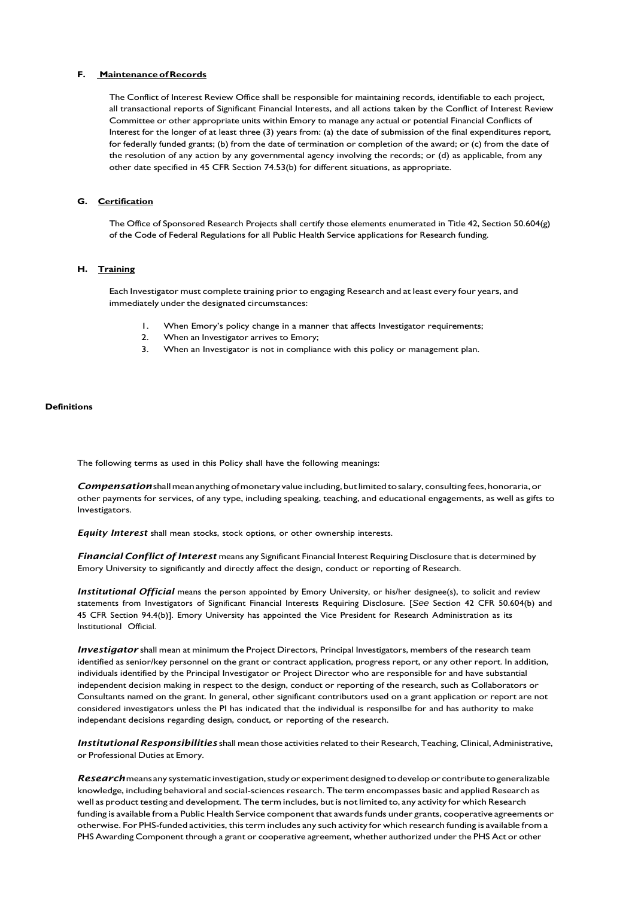### F. Maintenance of Records

The Conflict of Interest Review Office shall be responsible for maintaining records, identifiable to each project, all transactional reports of Significant Financial Interests, and all actions taken by the Conflict of Interest Review Committee or other appropriate units within Emory to manage any actual or potential Financial Conflicts of Interest for the longer of at least three (3) years from: (a) the date of submission of the final expenditures report, for federally funded grants; (b) from the date of termination or completion of the award; or (c) from the date of the resolution of any action by any governmental agency involving the records; or (d) as applicable, from any other date specified in 45 CFR Section 74.53(b) for different situations, as appropriate.

### G. Certification

The Office of Sponsored Research Projects shall certify those elements enumerated in Title 42, Section 50.604(g) of the Code of Federal Regulations for all Public Health Service applications for Research funding.

### H. Training

Each Investigator must complete training prior to engaging Research and at least every four years, and immediately under the designated circumstances:

1. When Emory's policy change in a manner that affects Investigator requirements;
2. When an Investigator arrives to Emory;
3. When an Investigator is not in compliance with this policy or management plan.

## Definitions

The following terms as used in this Policy shall have the following meanings:

***Compensation*** shall mean anything of monetary value including, but limited to salary, consulting fees, honoraria, or other payments for services, of any type, including speaking, teaching, and educational engagements, as well as gifts to Investigators.

***Equity Interest*** shall mean stocks, stock options, or other ownership interests.

***Financial Conflict of Interest*** means any Significant Financial Interest Requiring Disclosure that is determined by Emory University to significantly and directly affect the design, conduct or reporting of Research.

***Institutional Official*** means the person appointed by Emory University, or his/her designee(s), to solicit and review statements from Investigators of Significant Financial Interests Requiring Disclosure. [*See* Section 42 CFR 50.604(b) and 45 CFR Section 94.4(b)]. Emory University has appointed the Vice President for Research Administration as its Institutional Official.

***Investigator*** shall mean at minimum the Project Directors, Principal Investigators, members of the research team identified as senior/key personnel on the grant or contract application, progress report, or any other report. In addition, individuals identified by the Principal Investigator or Project Director who are responsible for and have substantial independent decision making in respect to the design, conduct or reporting of the research, such as Collaborators or Consultants named on the grant. In general, other significant contributors used on a grant application or report are not considered investigators unless the PI has indicated that the individual is responsilbe for and has authority to make independant decisions regarding design, conduct, or reporting of the research.

***Institutional Responsibilities*** shall mean those activities related to their Research, Teaching, Clinical, Administrative, or Professional Duties at Emory.

***Research*** means any systematic investigation, study or experiment designed to develop or contribute to generalizable knowledge, including behavioral and social-sciences research. The term encompasses basic and applied Research as well as product testing and development. The term includes, but is not limited to, any activity for which Research funding is available from a Public Health Service component that awards funds under grants, cooperative agreements or otherwise. For PHS-funded activities, this term includes any such activity for which research funding is available from a PHS Awarding Component through a grant or cooperative agreement, whether authorized under the PHS Act or other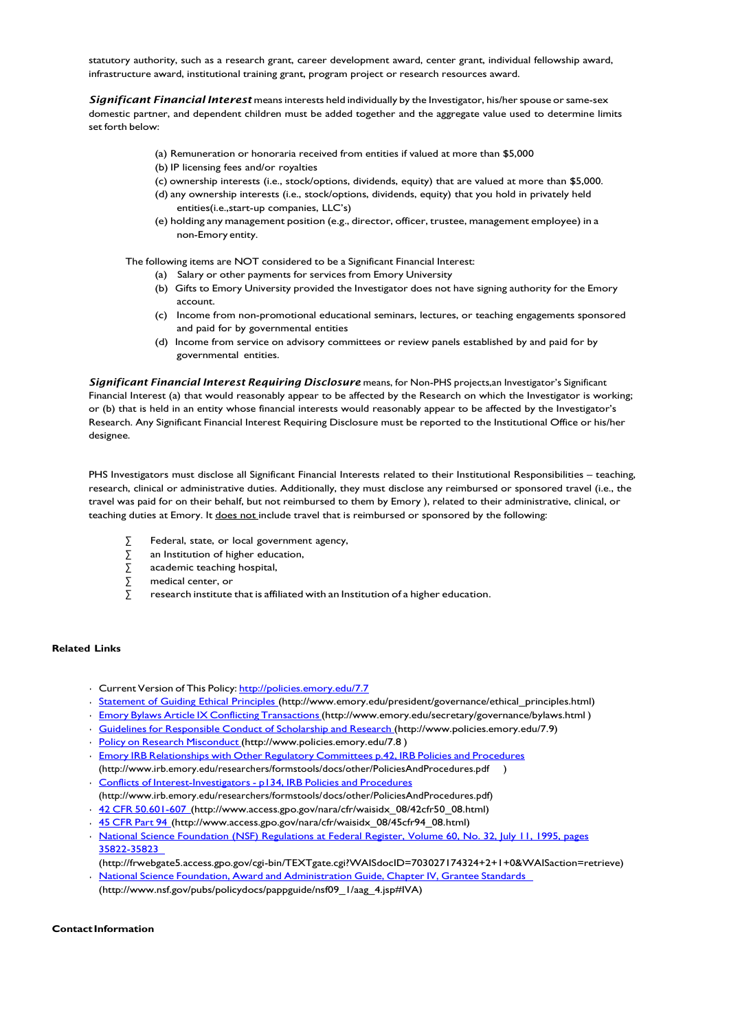statutory authority, such as a research grant, career development award, center grant, individual fellowship award, infrastructure award, institutional training grant, program project or research resources award.

***Significant Financial Interest*** means interests held individually by the Investigator, his/her spouse or same-sex domestic partner, and dependent children must be added together and the aggregate value used to determine limits set forth below:

(a) Remuneration or honoraria received from entities if valued at more than $5,000
(b) IP licensing fees and/or royalties
(c) ownership interests (i.e., stock/options, dividends, equity) that are valued at more than $5,000.
(d) any ownership interests (i.e., stock/options, dividends, equity) that you hold in privately held entities(i.e.,start-up companies, LLC's)
(e) holding any management position (e.g., director, officer, trustee, management employee) in a non-Emory entity.

The following items are NOT considered to be a Significant Financial Interest:

(a) Salary or other payments for services from Emory University
(b) Gifts to Emory University provided the Investigator does not have signing authority for the Emory account.
(c) Income from non-promotional educational seminars, lectures, or teaching engagements sponsored and paid for by governmental entities
(d) Income from service on advisory committees or review panels established by and paid for by governmental entities.

***Significant Financial Interest Requiring Disclosure*** means, for Non-PHS projects,an Investigator's Significant Financial Interest (a) that would reasonably appear to be affected by the Research on which the Investigator is working; or (b) that is held in an entity whose financial interests would reasonably appear to be affected by the Investigator's Research. Any Significant Financial Interest Requiring Disclosure must be reported to the Institutional Office or his/her designee.

PHS Investigators must disclose all Significant Financial Interests related to their Institutional Responsibilities – teaching, research, clinical or administrative duties. Additionally, they must disclose any reimbursed or sponsored travel (i.e., the travel was paid for on their behalf, but not reimbursed to them by Emory ), related to their administrative, clinical, or teaching duties at Emory. It does not include travel that is reimbursed or sponsored by the following:

- Federal, state, or local government agency,
- an Institution of higher education,
- academic teaching hospital,
- medical center, or
- research institute that is affiliated with an Institution of a higher education.

**Related Links**

- Current Version of This Policy: http://policies.emory.edu/7.7
- Statement of Guiding Ethical Principles (http://www.emory.edu/president/governance/ethical_principles.html)
- Emory Bylaws Article IX Conflicting Transactions (http://www.emory.edu/secretary/governance/bylaws.html )
- Guidelines for Responsible Conduct of Scholarship and Research (http://www.policies.emory.edu/7.9)
- Policy on Research Misconduct (http://www.policies.emory.edu/7.8 )
- Emory IRB Relationships with Other Regulatory Committees p.42, IRB Policies and Procedures (http://www.irb.emory.edu/researchers/formstools/docs/other/PoliciesAndProcedures.pdf )
- Conflicts of Interest-Investigators - p134, IRB Policies and Procedures (http://www.irb.emory.edu/researchers/formstools/docs/other/PoliciesAndProcedures.pdf)
- 42 CFR 50.601-607 (http://www.access.gpo.gov/nara/cfr/waisidx_08/42cfr50_08.html)
- 45 CFR Part 94 (http://www.access.gpo.gov/nara/cfr/waisidx_08/45cfr94_08.html)
- National Science Foundation (NSF) Regulations at Federal Register, Volume 60, No. 32, July 11, 1995, pages 35822-35823 (http://frwebgate5.access.gpo.gov/cgi-bin/TEXTgate.cgi?WAISdocID=703027174324+2+1+0&WAISaction=retrieve)
- National Science Foundation, Award and Administration Guide, Chapter IV, Grantee Standards (http://www.nsf.gov/pubs/policydocs/pappguide/nsf09_1/aag_4.jsp#IVA)

**Contact Information**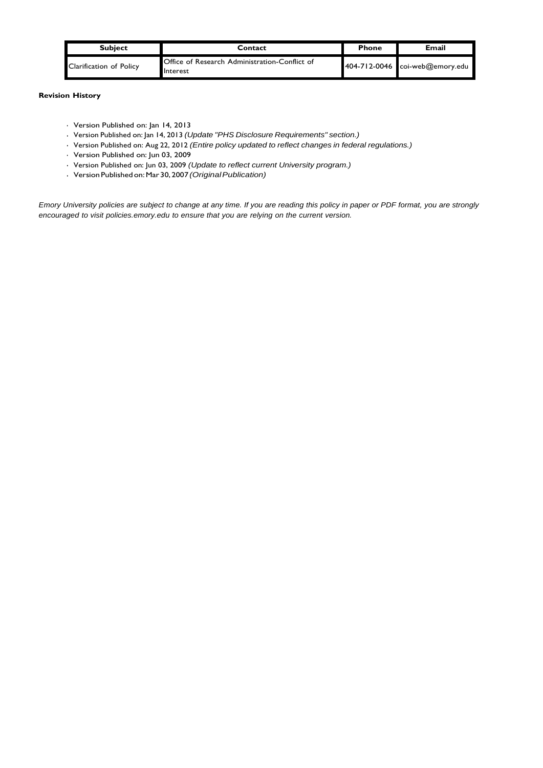| Subject | Contact | Phone | Email |
|---|---|---|---|
| Clarification of Policy | Office of Research Administration-Conflict of Interest | 404-712-0046 | coi-web@emory.edu |

**Revision History**

- Version Published on: Jan 14, 2013
- Version Published on: Jan 14, 2013 *(Update "PHS Disclosure Requirements" section.)*
- Version Published on: Aug 22, 2012 *(Entire policy updated to reflect changes in federal regulations.)*
- Version Published on: Jun 03, 2009
- Version Published on: Jun 03, 2009 *(Update to reflect current University program.)*
- Version Published on: Mar 30, 2007 *(Original Publication)*

*Emory University policies are subject to change at any time. If you are reading this policy in paper or PDF format, you are strongly encouraged to visit policies.emory.edu to ensure that you are relying on the current version.*